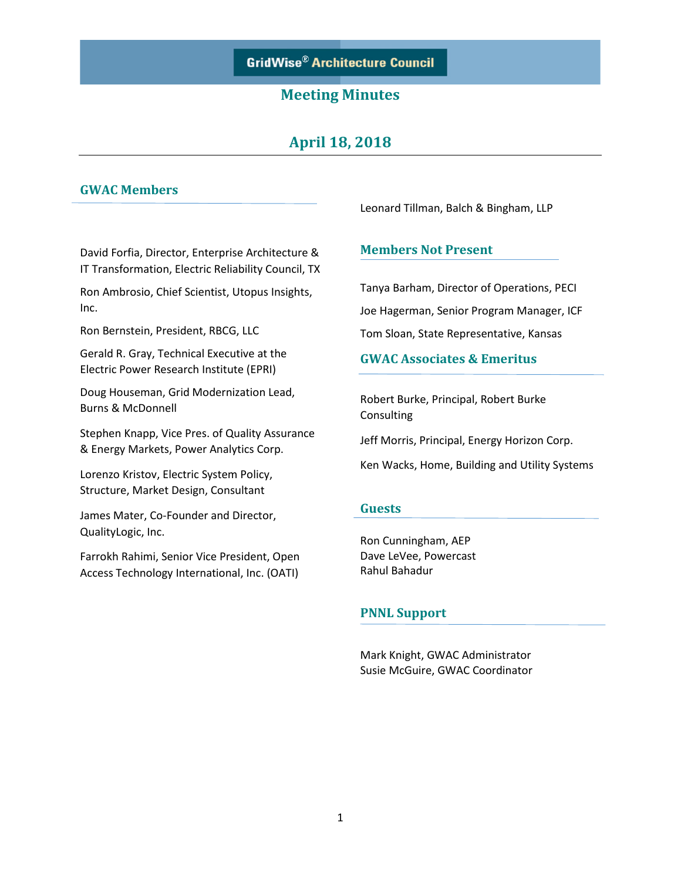# GridWise® Architecture Council

## Meeting Minutes

## April 18, 2018

### GWAC Members

David Forfia, Director, Enterprise Architecture & IT Transformation, Electric Reliability Council, TX

Ron Ambrosio, Chief Scientist, Utopus Insights, Inc.

Ron Bernstein, President, RBCG, LLC

Gerald R. Gray, Technical Executive at the Electric Power Research Institute (EPRI)

Doug Houseman, Grid Modernization Lead, Burns & McDonnell

Stephen Knapp, Vice Pres. of Quality Assurance & Energy Markets, Power Analytics Corp.

Lorenzo Kristov, Electric System Policy, Structure, Market Design, Consultant

James Mater, Co-Founder and Director, QualityLogic, Inc.

Farrokh Rahimi, Senior Vice President, Open Access Technology International, Inc. (OATI)

Leonard Tillman, Balch & Bingham, LLP

### Members Not Present

Tanya Barham, Director of Operations, PECI

Joe Hagerman, Senior Program Manager, ICF

Tom Sloan, State Representative, Kansas

### GWAC Associates & Emeritus

Robert Burke, Principal, Robert Burke Consulting

Jeff Morris, Principal, Energy Horizon Corp.

Ken Wacks, Home, Building and Utility Systems

### Guests

Ron Cunningham, AEP  
Dave LeVee, Powercast  
Rahul Bahadur

### PNNL Support

Mark Knight, GWAC Administrator  
Susie McGuire, GWAC Coordinator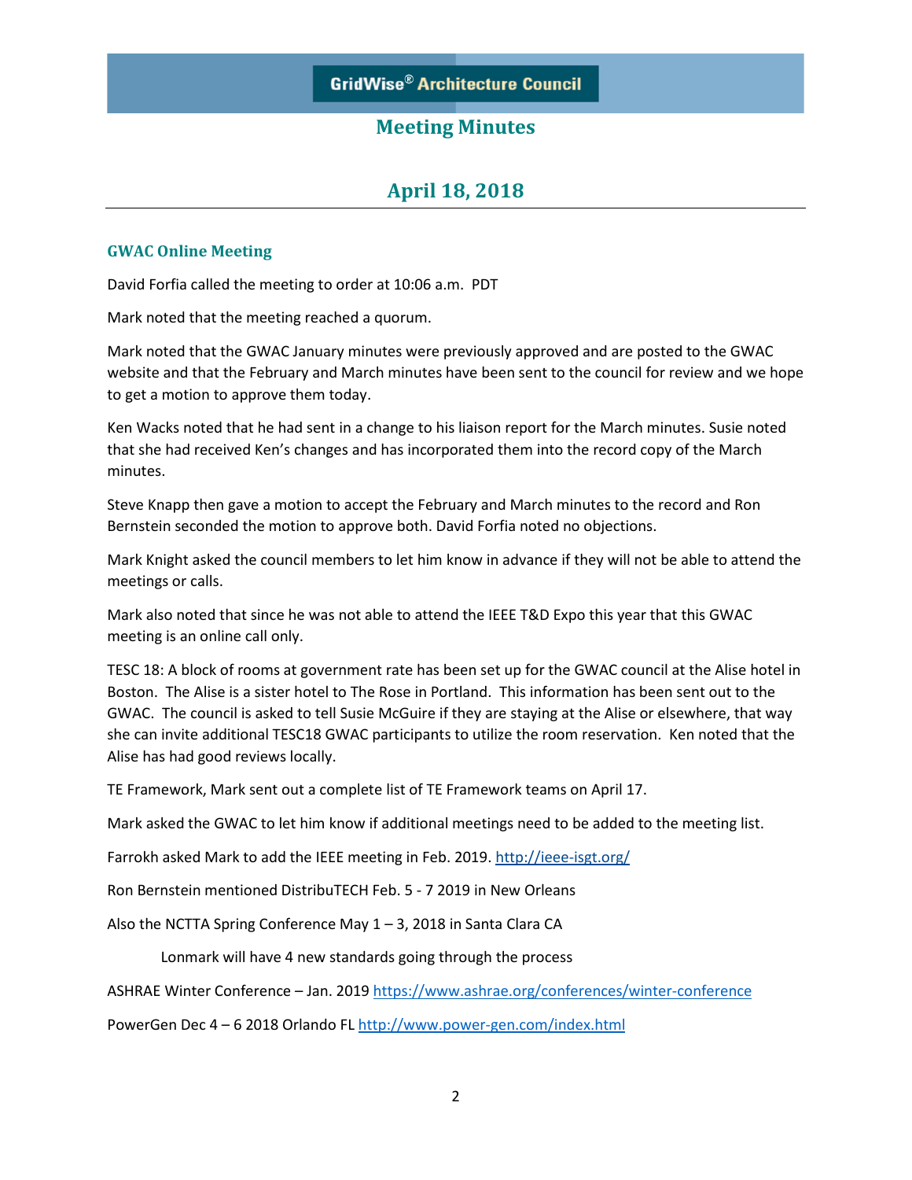# GridWise® Architecture Council

## Meeting Minutes

## April 18, 2018

### GWAC Online Meeting

David Forfia called the meeting to order at 10:06 a.m. PDT

Mark noted that the meeting reached a quorum.

Mark noted that the GWAC January minutes were previously approved and are posted to the GWAC website and that the February and March minutes have been sent to the council for review and we hope to get a motion to approve them today.

Ken Wacks noted that he had sent in a change to his liaison report for the March minutes. Susie noted that she had received Ken's changes and has incorporated them into the record copy of the March minutes.

Steve Knapp then gave a motion to accept the February and March minutes to the record and Ron Bernstein seconded the motion to approve both. David Forfia noted no objections.

Mark Knight asked the council members to let him know in advance if they will not be able to attend the meetings or calls.

Mark also noted that since he was not able to attend the IEEE T&D Expo this year that this GWAC meeting is an online call only.

TESC 18: A block of rooms at government rate has been set up for the GWAC council at the Alise hotel in Boston. The Alise is a sister hotel to The Rose in Portland. This information has been sent out to the GWAC. The council is asked to tell Susie McGuire if they are staying at the Alise or elsewhere, that way she can invite additional TESC18 GWAC participants to utilize the room reservation. Ken noted that the Alise has had good reviews locally.

TE Framework, Mark sent out a complete list of TE Framework teams on April 17.

Mark asked the GWAC to let him know if additional meetings need to be added to the meeting list.

Farrokh asked Mark to add the IEEE meeting in Feb. 2019. http://ieee-isgt.org/

Ron Bernstein mentioned DistribuTECH Feb. 5 - 7 2019 in New Orleans

Also the NCTTA Spring Conference May 1 – 3, 2018 in Santa Clara CA

Lonmark will have 4 new standards going through the process

ASHRAE Winter Conference – Jan. 2019 https://www.ashrae.org/conferences/winter-conference

PowerGen Dec 4 – 6 2018 Orlando FL http://www.power-gen.com/index.html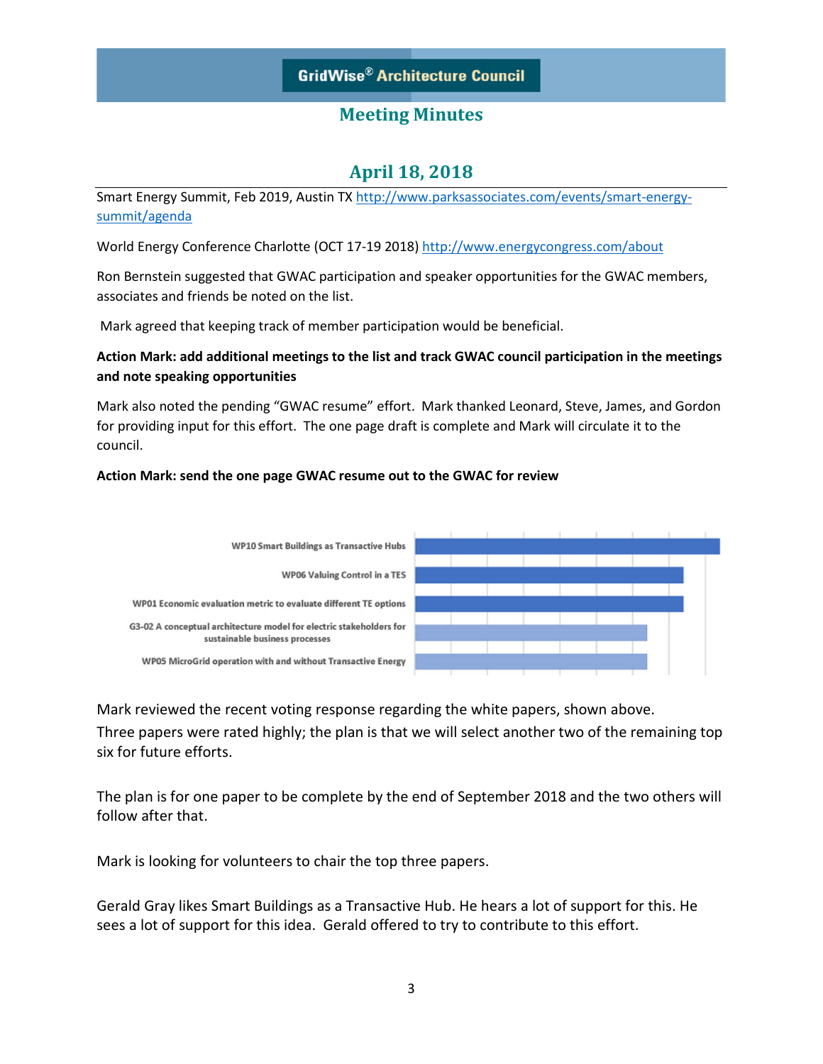Smart Energy Summit, Feb 2019, Austin TX http://www.parksassociates.com/events/smart-energy-summit/agenda

World Energy Conference Charlotte (OCT 17-19 2018) http://www.energycongress.com/about

Ron Bernstein suggested that GWAC participation and speaker opportunities for the GWAC members, associates and friends be noted on the list.

Mark agreed that keeping track of member participation would be beneficial.

**Action Mark: add additional meetings to the list and track GWAC council participation in the meetings and note speaking opportunities**

Mark also noted the pending "GWAC resume" effort. Mark thanked Leonard, Steve, James, and Gordon for providing input for this effort. The one page draft is complete and Mark will circulate it to the council.

**Action Mark: send the one page GWAC resume out to the GWAC for review**

- WP10 Smart Buildings as Transactive Hubs
- WP06 Valuing Control in a TES
- WP01 Economic evaluation metric to evaluate different TE options
- G3-02 A conceptual architecture model for electric stakeholders for sustainable business processes
- WP05 MicroGrid operation with and without Transactive Energy

Mark reviewed the recent voting response regarding the white papers, shown above.
Three papers were rated highly; the plan is that we will select another two of the remaining top six for future efforts.

The plan is for one paper to be complete by the end of September 2018 and the two others will follow after that.

Mark is looking for volunteers to chair the top three papers.

Gerald Gray likes Smart Buildings as a Transactive Hub. He hears a lot of support for this. He sees a lot of support for this idea. Gerald offered to try to contribute to this effort.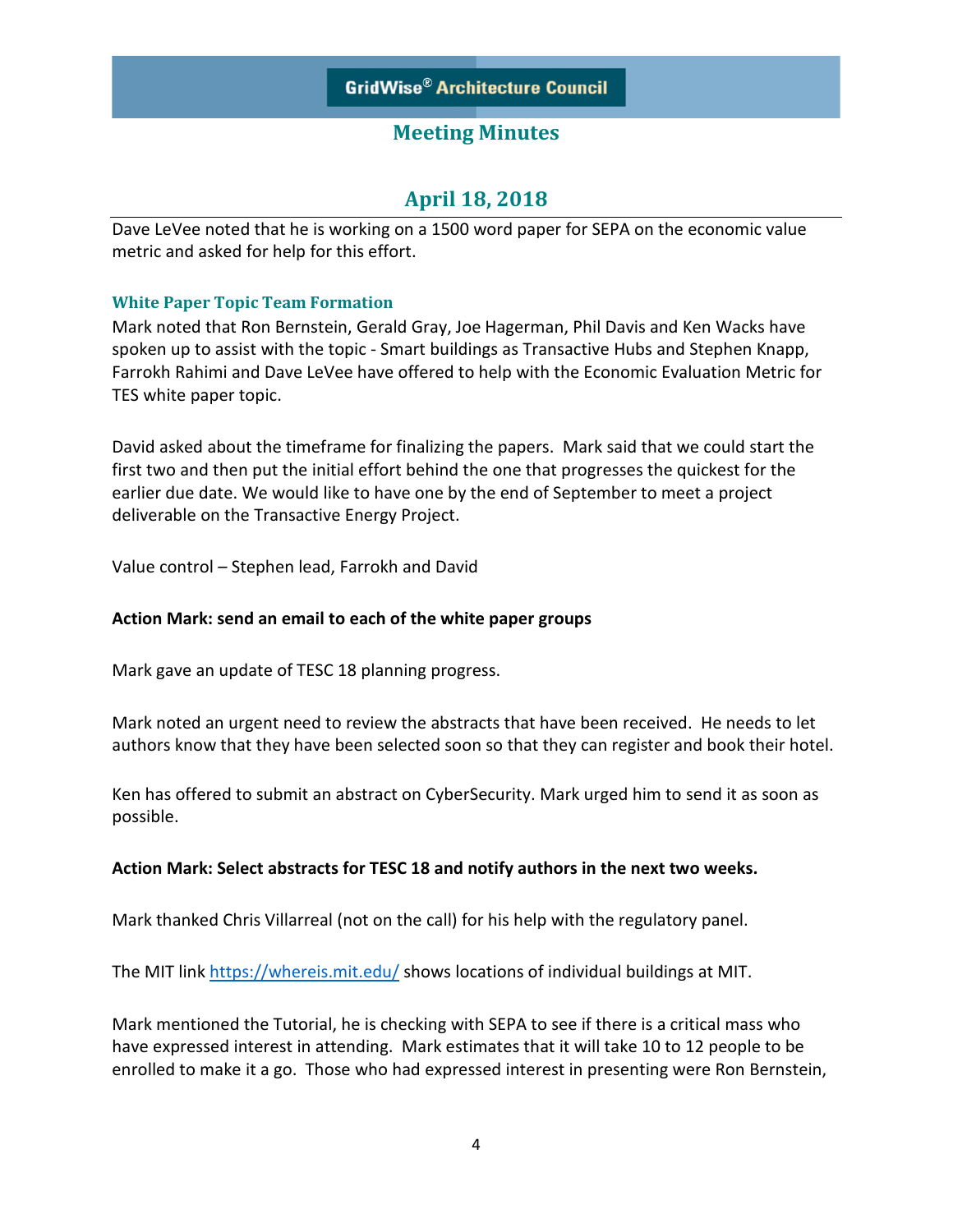Dave LeVee noted that he is working on a 1500 word paper for SEPA on the economic value metric and asked for help for this effort.

### White Paper Topic Team Formation

Mark noted that Ron Bernstein, Gerald Gray, Joe Hagerman, Phil Davis and Ken Wacks have spoken up to assist with the topic - Smart buildings as Transactive Hubs and Stephen Knapp, Farrokh Rahimi and Dave LeVee have offered to help with the Economic Evaluation Metric for TES white paper topic.

David asked about the timeframe for finalizing the papers. Mark said that we could start the first two and then put the initial effort behind the one that progresses the quickest for the earlier due date. We would like to have one by the end of September to meet a project deliverable on the Transactive Energy Project.

Value control – Stephen lead, Farrokh and David

**Action Mark: send an email to each of the white paper groups**

Mark gave an update of TESC 18 planning progress.

Mark noted an urgent need to review the abstracts that have been received. He needs to let authors know that they have been selected soon so that they can register and book their hotel.

Ken has offered to submit an abstract on CyberSecurity. Mark urged him to send it as soon as possible.

**Action Mark: Select abstracts for TESC 18 and notify authors in the next two weeks.**

Mark thanked Chris Villarreal (not on the call) for his help with the regulatory panel.

The MIT link https://whereis.mit.edu/ shows locations of individual buildings at MIT.

Mark mentioned the Tutorial, he is checking with SEPA to see if there is a critical mass who have expressed interest in attending. Mark estimates that it will take 10 to 12 people to be enrolled to make it a go. Those who had expressed interest in presenting were Ron Bernstein,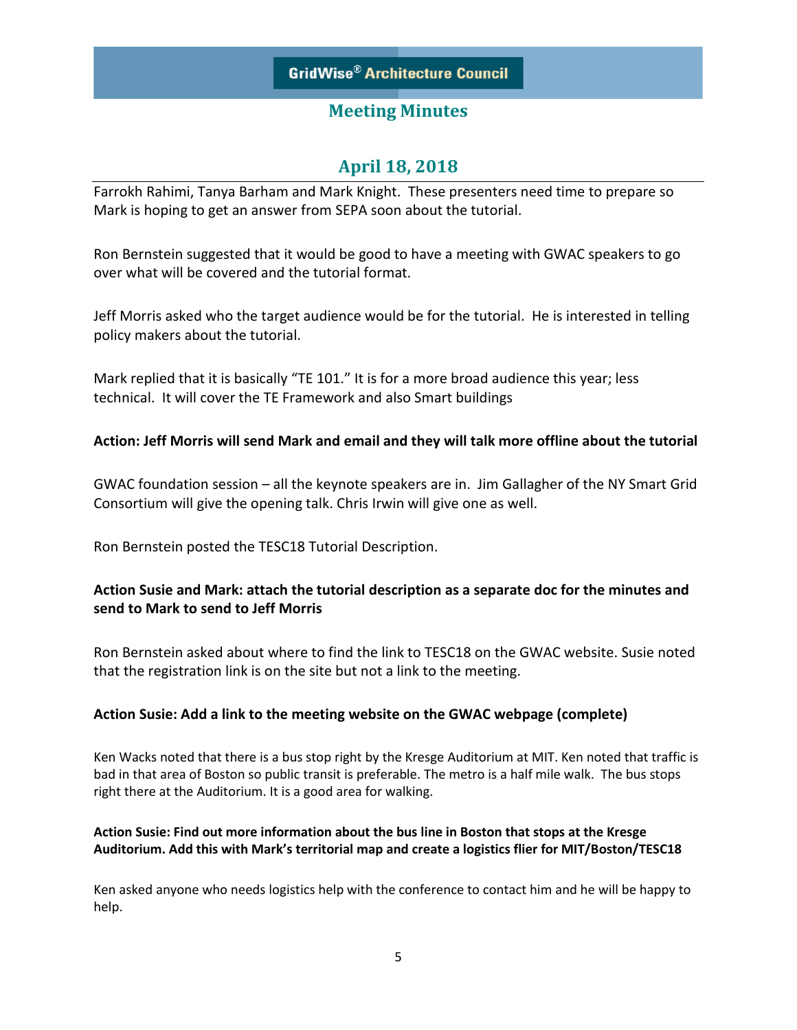Farrokh Rahimi, Tanya Barham and Mark Knight. These presenters need time to prepare so Mark is hoping to get an answer from SEPA soon about the tutorial.

Ron Bernstein suggested that it would be good to have a meeting with GWAC speakers to go over what will be covered and the tutorial format.

Jeff Morris asked who the target audience would be for the tutorial. He is interested in telling policy makers about the tutorial.

Mark replied that it is basically "TE 101." It is for a more broad audience this year; less technical. It will cover the TE Framework and also Smart buildings

**Action: Jeff Morris will send Mark and email and they will talk more offline about the tutorial**

GWAC foundation session – all the keynote speakers are in. Jim Gallagher of the NY Smart Grid Consortium will give the opening talk. Chris Irwin will give one as well.

Ron Bernstein posted the TESC18 Tutorial Description.

**Action Susie and Mark: attach the tutorial description as a separate doc for the minutes and send to Mark to send to Jeff Morris**

Ron Bernstein asked about where to find the link to TESC18 on the GWAC website. Susie noted that the registration link is on the site but not a link to the meeting.

**Action Susie: Add a link to the meeting website on the GWAC webpage (complete)**

Ken Wacks noted that there is a bus stop right by the Kresge Auditorium at MIT. Ken noted that traffic is bad in that area of Boston so public transit is preferable. The metro is a half mile walk. The bus stops right there at the Auditorium. It is a good area for walking.

**Action Susie: Find out more information about the bus line in Boston that stops at the Kresge Auditorium. Add this with Mark's territorial map and create a logistics flier for MIT/Boston/TESC18**

Ken asked anyone who needs logistics help with the conference to contact him and he will be happy to help.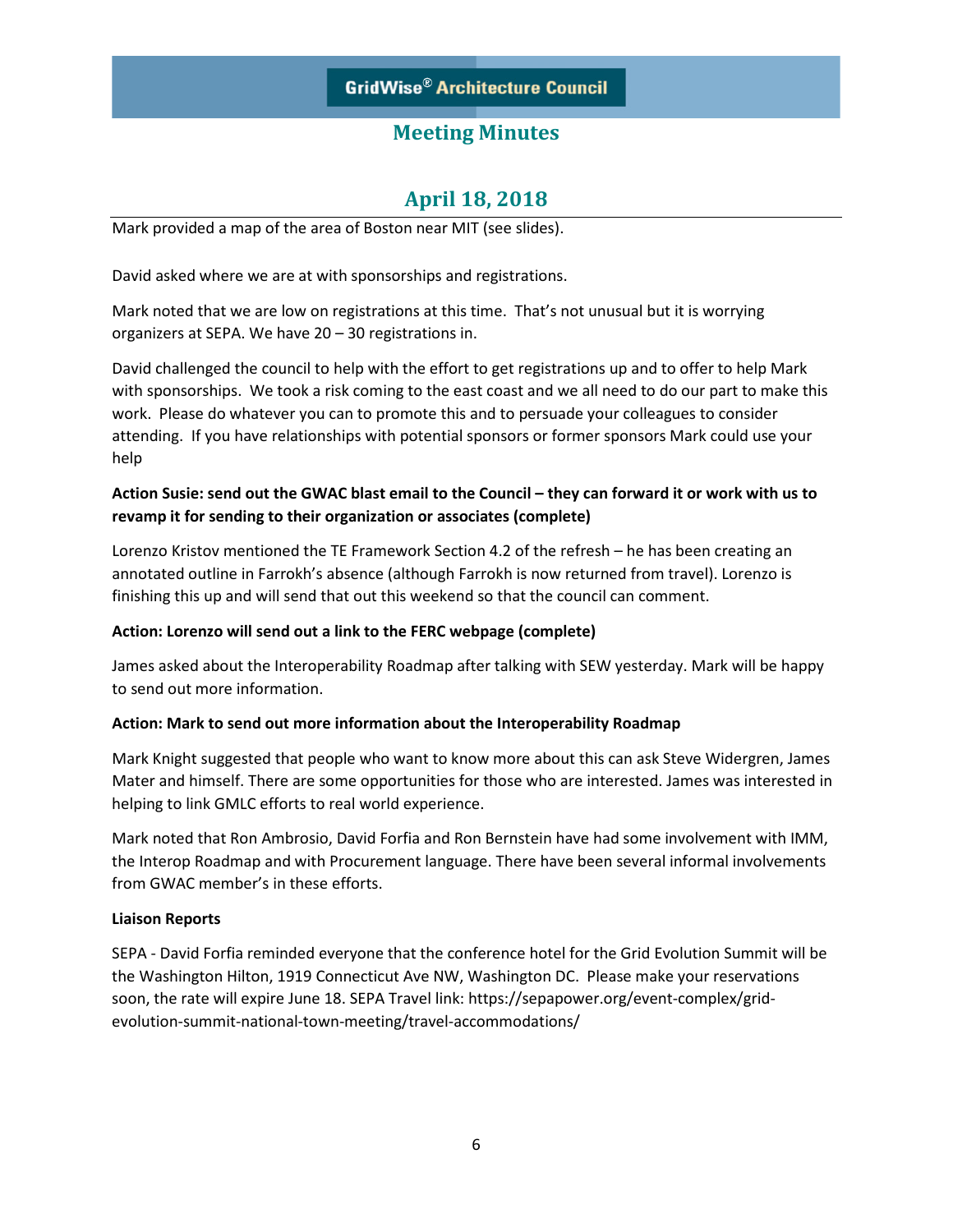Mark provided a map of the area of Boston near MIT (see slides).

David asked where we are at with sponsorships and registrations.

Mark noted that we are low on registrations at this time. That's not unusual but it is worrying organizers at SEPA. We have 20 – 30 registrations in.

David challenged the council to help with the effort to get registrations up and to offer to help Mark with sponsorships. We took a risk coming to the east coast and we all need to do our part to make this work. Please do whatever you can to promote this and to persuade your colleagues to consider attending. If you have relationships with potential sponsors or former sponsors Mark could use your help

**Action Susie: send out the GWAC blast email to the Council – they can forward it or work with us to revamp it for sending to their organization or associates (complete)**

Lorenzo Kristov mentioned the TE Framework Section 4.2 of the refresh – he has been creating an annotated outline in Farrokh's absence (although Farrokh is now returned from travel). Lorenzo is finishing this up and will send that out this weekend so that the council can comment.

**Action: Lorenzo will send out a link to the FERC webpage (complete)**

James asked about the Interoperability Roadmap after talking with SEW yesterday. Mark will be happy to send out more information.

**Action: Mark to send out more information about the Interoperability Roadmap**

Mark Knight suggested that people who want to know more about this can ask Steve Widergren, James Mater and himself. There are some opportunities for those who are interested. James was interested in helping to link GMLC efforts to real world experience.

Mark noted that Ron Ambrosio, David Forfia and Ron Bernstein have had some involvement with IMM, the Interop Roadmap and with Procurement language. There have been several informal involvements from GWAC member's in these efforts.

**Liaison Reports**

SEPA - David Forfia reminded everyone that the conference hotel for the Grid Evolution Summit will be the Washington Hilton, 1919 Connecticut Ave NW, Washington DC. Please make your reservations soon, the rate will expire June 18. SEPA Travel link: https://sepapower.org/event-complex/grid-evolution-summit-national-town-meeting/travel-accommodations/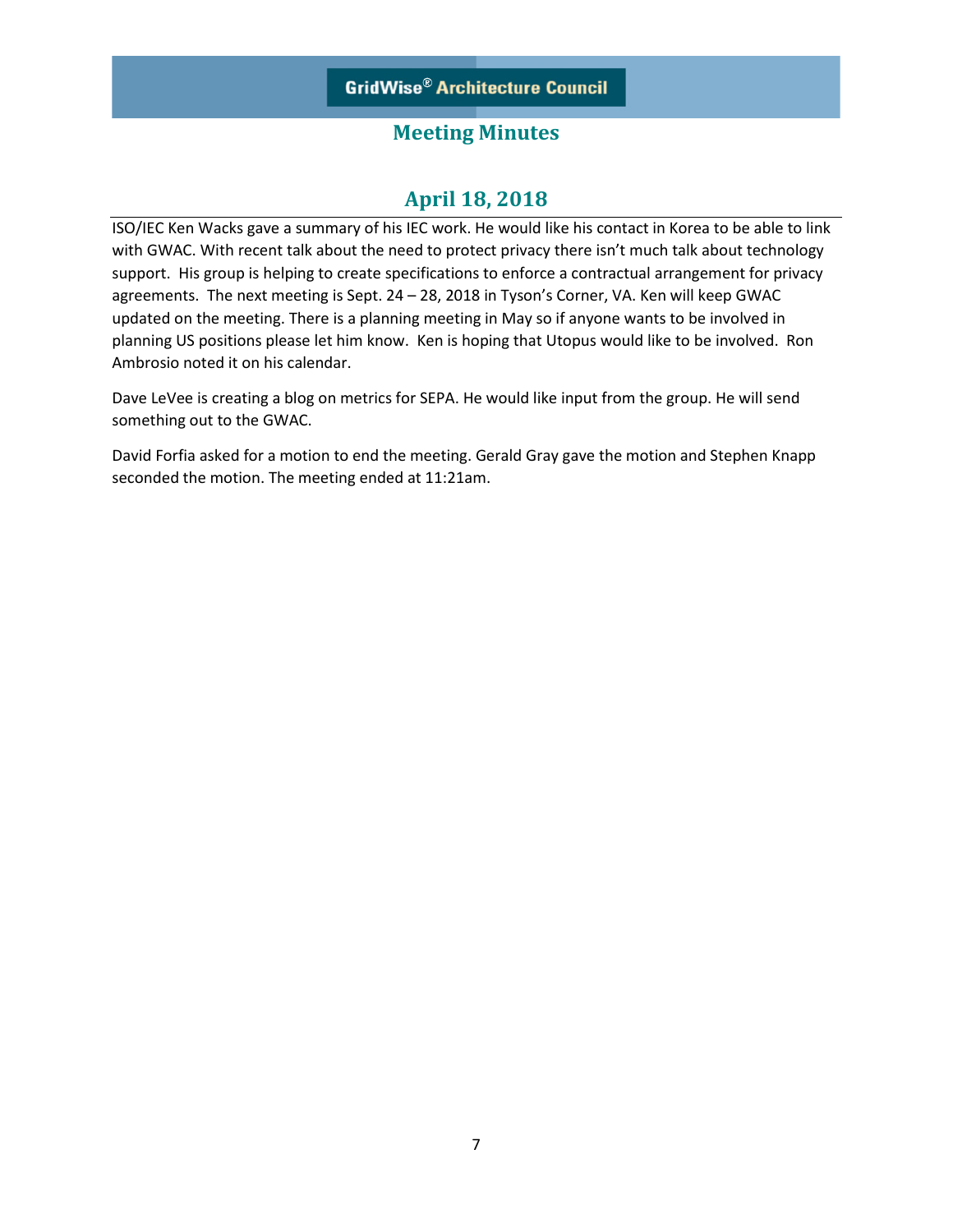GridWise® Architecture Council

## Meeting Minutes

## April 18, 2018

ISO/IEC Ken Wacks gave a summary of his IEC work. He would like his contact in Korea to be able to link with GWAC. With recent talk about the need to protect privacy there isn't much talk about technology support. His group is helping to create specifications to enforce a contractual arrangement for privacy agreements. The next meeting is Sept. 24 – 28, 2018 in Tyson's Corner, VA. Ken will keep GWAC updated on the meeting. There is a planning meeting in May so if anyone wants to be involved in planning US positions please let him know. Ken is hoping that Utopus would like to be involved. Ron Ambrosio noted it on his calendar.

Dave LeVee is creating a blog on metrics for SEPA. He would like input from the group. He will send something out to the GWAC.

David Forfia asked for a motion to end the meeting. Gerald Gray gave the motion and Stephen Knapp seconded the motion. The meeting ended at 11:21am.